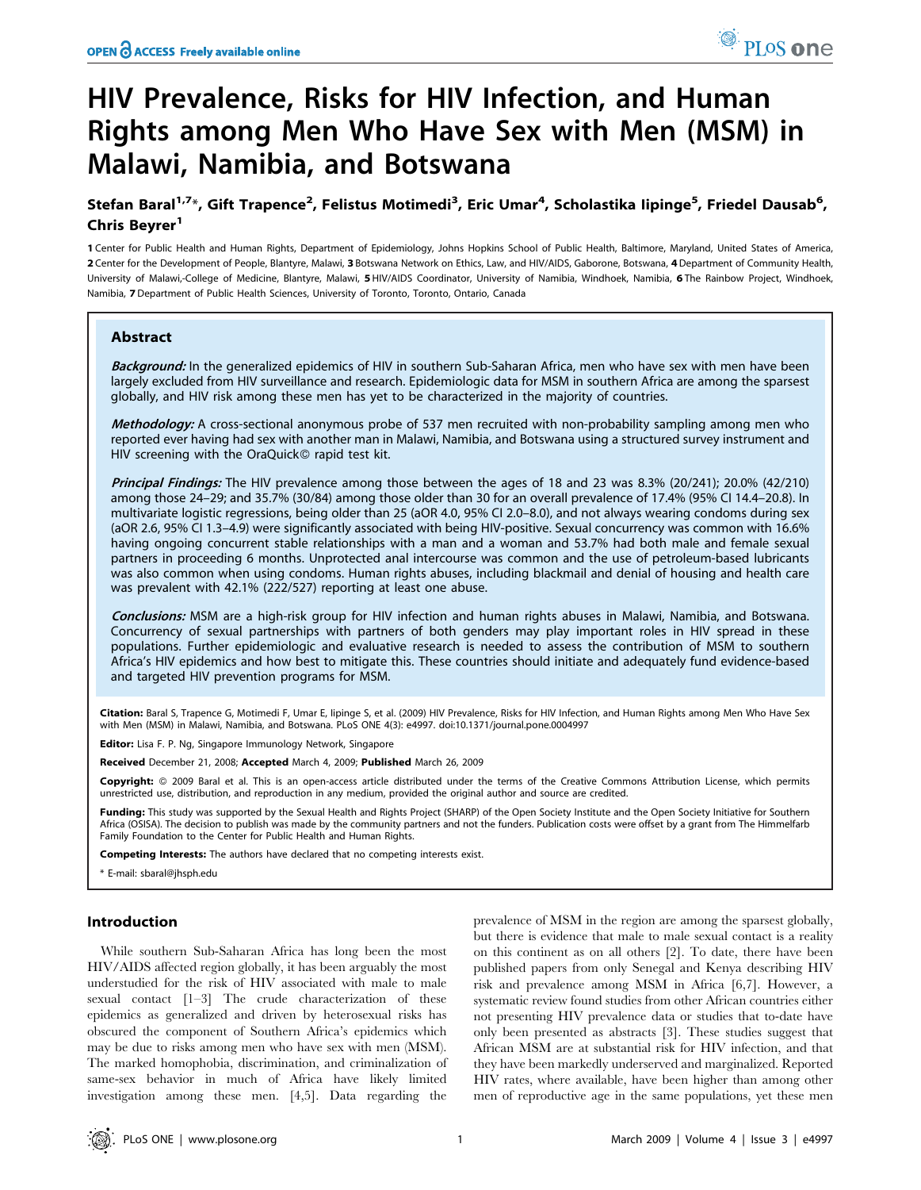# HIV Prevalence, Risks for HIV Infection, and Human Rights among Men Who Have Sex with Men (MSM) in Malawi, Namibia, and Botswana

**Stefan Baral[1,7]*, Gift Trapence[2], Felistus Motimedi[3], Eric Umar[4], Scholastika Iipinge[5], Friedel Dausab[6], Chris Beyrer[1]**

1 Center for Public Health and Human Rights, Department of Epidemiology, Johns Hopkins School of Public Health, Baltimore, Maryland, United States of America, 2 Center for the Development of People, Blantyre, Malawi, 3 Botswana Network on Ethics, Law, and HIV/AIDS, Gaborone, Botswana, 4 Department of Community Health, University of Malawi,-College of Medicine, Blantyre, Malawi, 5 HIV/AIDS Coordinator, University of Namibia, Windhoek, Namibia, 6 The Rainbow Project, Windhoek, Namibia, 7 Department of Public Health Sciences, University of Toronto, Toronto, Ontario, Canada

## Abstract

***Background:*** In the generalized epidemics of HIV in southern Sub-Saharan Africa, men who have sex with men have been largely excluded from HIV surveillance and research. Epidemiologic data for MSM in southern Africa are among the sparsest globally, and HIV risk among these men has yet to be characterized in the majority of countries.

***Methodology:*** A cross-sectional anonymous probe of 537 men recruited with non-probability sampling among men who reported ever having had sex with another man in Malawi, Namibia, and Botswana using a structured survey instrument and HIV screening with the OraQuick© rapid test kit.

***Principal Findings:*** The HIV prevalence among those between the ages of 18 and 23 was 8.3% (20/241); 20.0% (42/210) among those 24–29; and 35.7% (30/84) among those older than 30 for an overall prevalence of 17.4% (95% CI 14.4–20.8). In multivariate logistic regressions, being older than 25 (aOR 4.0, 95% CI 2.0–8.0), and not always wearing condoms during sex (aOR 2.6, 95% CI 1.3–4.9) were significantly associated with being HIV-positive. Sexual concurrency was common with 16.6% having ongoing concurrent stable relationships with a man and a woman and 53.7% had both male and female sexual partners in proceeding 6 months. Unprotected anal intercourse was common and the use of petroleum-based lubricants was also common when using condoms. Human rights abuses, including blackmail and denial of housing and health care was prevalent with 42.1% (222/527) reporting at least one abuse.

***Conclusions:*** MSM are a high-risk group for HIV infection and human rights abuses in Malawi, Namibia, and Botswana. Concurrency of sexual partnerships with partners of both genders may play important roles in HIV spread in these populations. Further epidemiologic and evaluative research is needed to assess the contribution of MSM to southern Africa's HIV epidemics and how best to mitigate this. These countries should initiate and adequately fund evidence-based and targeted HIV prevention programs for MSM.

**Citation:** Baral S, Trapence G, Motimedi F, Umar E, Iipinge S, et al. (2009) HIV Prevalence, Risks for HIV Infection, and Human Rights among Men Who Have Sex with Men (MSM) in Malawi, Namibia, and Botswana. PLoS ONE 4(3): e4997. doi:10.1371/journal.pone.0004997

**Editor:** Lisa F. P. Ng, Singapore Immunology Network, Singapore

**Received** December 21, 2008; **Accepted** March 4, 2009; **Published** March 26, 2009

**Copyright:** © 2009 Baral et al. This is an open-access article distributed under the terms of the Creative Commons Attribution License, which permits unrestricted use, distribution, and reproduction in any medium, provided the original author and source are credited.

**Funding:** This study was supported by the Sexual Health and Rights Project (SHARP) of the Open Society Institute and the Open Society Initiative for Southern Africa (OSISA). The decision to publish was made by the community partners and not the funders. Publication costs were offset by a grant from The Himmelfarb Family Foundation to the Center for Public Health and Human Rights.

**Competing Interests:** The authors have declared that no competing interests exist.

\* E-mail: sbaral@jhsph.edu

## Introduction

While southern Sub-Saharan Africa has long been the most HIV/AIDS affected region globally, it has been arguably the most understudied for the risk of HIV associated with male to male sexual contact [1–3] The crude characterization of these epidemics as generalized and driven by heterosexual risks has obscured the component of Southern Africa's epidemics which may be due to risks among men who have sex with men (MSM). The marked homophobia, discrimination, and criminalization of same-sex behavior in much of Africa have likely limited investigation among these men. [4,5]. Data regarding the prevalence of MSM in the region are among the sparsest globally, but there is evidence that male to male sexual contact is a reality on this continent as on all others [2]. To date, there have been published papers from only Senegal and Kenya describing HIV risk and prevalence among MSM in Africa [6,7]. However, a systematic review found studies from other African countries either not presenting HIV prevalence data or studies that to-date have only been presented as abstracts [3]. These studies suggest that African MSM are at substantial risk for HIV infection, and that they have been markedly underserved and marginalized. Reported HIV rates, where available, have been higher than among other men of reproductive age in the same populations, yet these men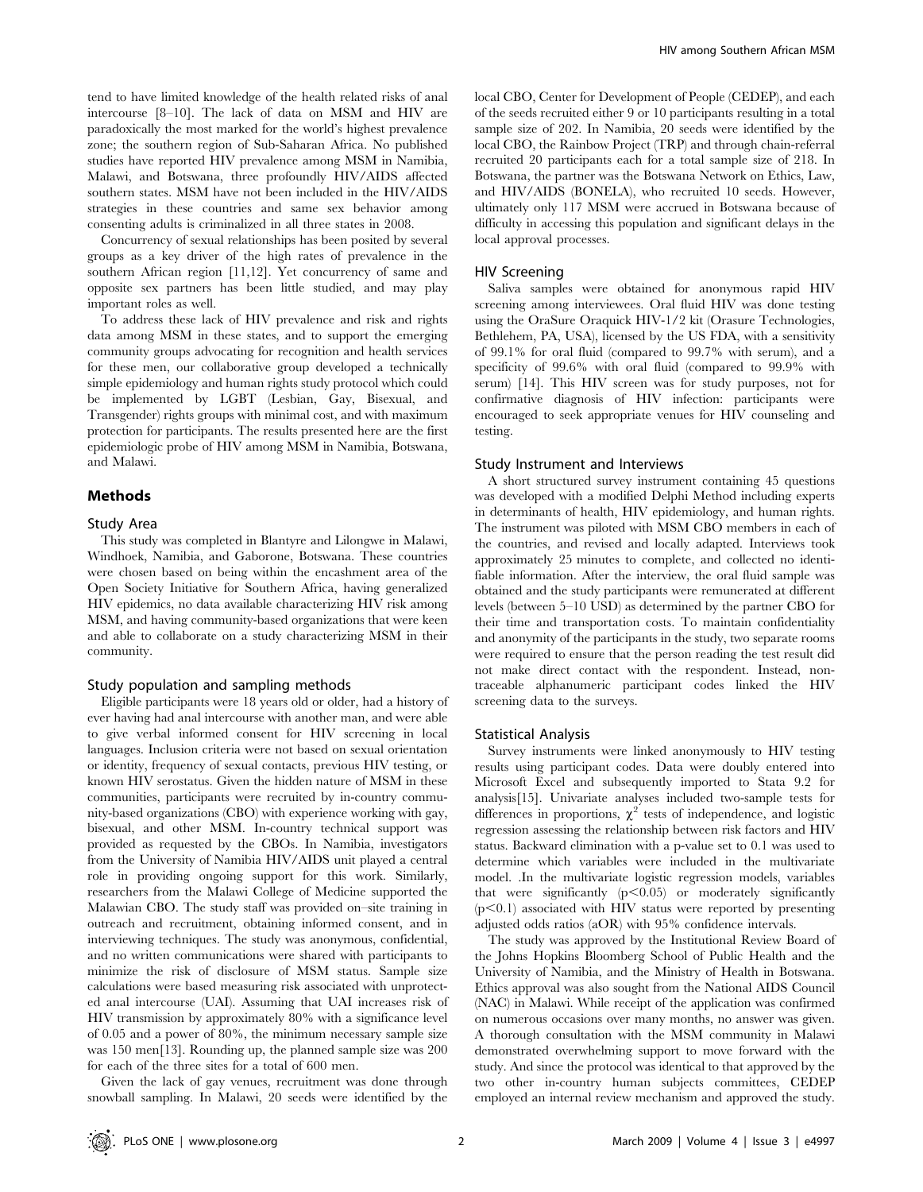tend to have limited knowledge of the health related risks of anal intercourse [8–10]. The lack of data on MSM and HIV are paradoxically the most marked for the world's highest prevalence zone; the southern region of Sub-Saharan Africa. No published studies have reported HIV prevalence among MSM in Namibia, Malawi, and Botswana, three profoundly HIV/AIDS affected southern states. MSM have not been included in the HIV/AIDS strategies in these countries and same sex behavior among consenting adults is criminalized in all three states in 2008.

Concurrency of sexual relationships has been posited by several groups as a key driver of the high rates of prevalence in the southern African region [11,12]. Yet concurrency of same and opposite sex partners has been little studied, and may play important roles as well.

To address these lack of HIV prevalence and risk and rights data among MSM in these states, and to support the emerging community groups advocating for recognition and health services for these men, our collaborative group developed a technically simple epidemiology and human rights study protocol which could be implemented by LGBT (Lesbian, Gay, Bisexual, and Transgender) rights groups with minimal cost, and with maximum protection for participants. The results presented here are the first epidemiologic probe of HIV among MSM in Namibia, Botswana, and Malawi.

## Methods

### Study Area

This study was completed in Blantyre and Lilongwe in Malawi, Windhoek, Namibia, and Gaborone, Botswana. These countries were chosen based on being within the encashment area of the Open Society Initiative for Southern Africa, having generalized HIV epidemics, no data available characterizing HIV risk among MSM, and having community-based organizations that were keen and able to collaborate on a study characterizing MSM in their community.

### Study population and sampling methods

Eligible participants were 18 years old or older, had a history of ever having had anal intercourse with another man, and were able to give verbal informed consent for HIV screening in local languages. Inclusion criteria were not based on sexual orientation or identity, frequency of sexual contacts, previous HIV testing, or known HIV serostatus. Given the hidden nature of MSM in these communities, participants were recruited by in-country community-based organizations (CBO) with experience working with gay, bisexual, and other MSM. In-country technical support was provided as requested by the CBOs. In Namibia, investigators from the University of Namibia HIV/AIDS unit played a central role in providing ongoing support for this work. Similarly, researchers from the Malawi College of Medicine supported the Malawian CBO. The study staff was provided on–site training in outreach and recruitment, obtaining informed consent, and in interviewing techniques. The study was anonymous, confidential, and no written communications were shared with participants to minimize the risk of disclosure of MSM status. Sample size calculations were based measuring risk associated with unprotected anal intercourse (UAI). Assuming that UAI increases risk of HIV transmission by approximately 80% with a significance level of 0.05 and a power of 80%, the minimum necessary sample size was 150 men[13]. Rounding up, the planned sample size was 200 for each of the three sites for a total of 600 men.

Given the lack of gay venues, recruitment was done through snowball sampling. In Malawi, 20 seeds were identified by the local CBO, Center for Development of People (CEDEP), and each of the seeds recruited either 9 or 10 participants resulting in a total sample size of 202. In Namibia, 20 seeds were identified by the local CBO, the Rainbow Project (TRP) and through chain-referral recruited 20 participants each for a total sample size of 218. In Botswana, the partner was the Botswana Network on Ethics, Law, and HIV/AIDS (BONELA), who recruited 10 seeds. However, ultimately only 117 MSM were accrued in Botswana because of difficulty in accessing this population and significant delays in the local approval processes.

### HIV Screening

Saliva samples were obtained for anonymous rapid HIV screening among interviewees. Oral fluid HIV was done testing using the OraSure Oraquick HIV-1/2 kit (Orasure Technologies, Bethlehem, PA, USA), licensed by the US FDA, with a sensitivity of 99.1% for oral fluid (compared to 99.7% with serum), and a specificity of 99.6% with oral fluid (compared to 99.9% with serum) [14]. This HIV screen was for study purposes, not for confirmative diagnosis of HIV infection: participants were encouraged to seek appropriate venues for HIV counseling and testing.

### Study Instrument and Interviews

A short structured survey instrument containing 45 questions was developed with a modified Delphi Method including experts in determinants of health, HIV epidemiology, and human rights. The instrument was piloted with MSM CBO members in each of the countries, and revised and locally adapted. Interviews took approximately 25 minutes to complete, and collected no identifiable information. After the interview, the oral fluid sample was obtained and the study participants were remunerated at different levels (between 5–10 USD) as determined by the partner CBO for their time and transportation costs. To maintain confidentiality and anonymity of the participants in the study, two separate rooms were required to ensure that the person reading the test result did not make direct contact with the respondent. Instead, non-traceable alphanumeric participant codes linked the HIV screening data to the surveys.

### Statistical Analysis

Survey instruments were linked anonymously to HIV testing results using participant codes. Data were doubly entered into Microsoft Excel and subsequently imported to Stata 9.2 for analysis[15]. Univariate analyses included two-sample tests for differences in proportions, $\chi^2$ tests of independence, and logistic regression assessing the relationship between risk factors and HIV status. Backward elimination with a p-value set to 0.1 was used to determine which variables were included in the multivariate model. .In the multivariate logistic regression models, variables that were significantly ($p<0.05$) or moderately significantly ($p<0.1$) associated with HIV status were reported by presenting adjusted odds ratios (aOR) with 95% confidence intervals.

The study was approved by the Institutional Review Board of the Johns Hopkins Bloomberg School of Public Health and the University of Namibia, and the Ministry of Health in Botswana. Ethics approval was also sought from the National AIDS Council (NAC) in Malawi. While receipt of the application was confirmed on numerous occasions over many months, no answer was given. A thorough consultation with the MSM community in Malawi demonstrated overwhelming support to move forward with the study. And since the protocol was identical to that approved by the two other in-country human subjects committees, CEDEP employed an internal review mechanism and approved the study.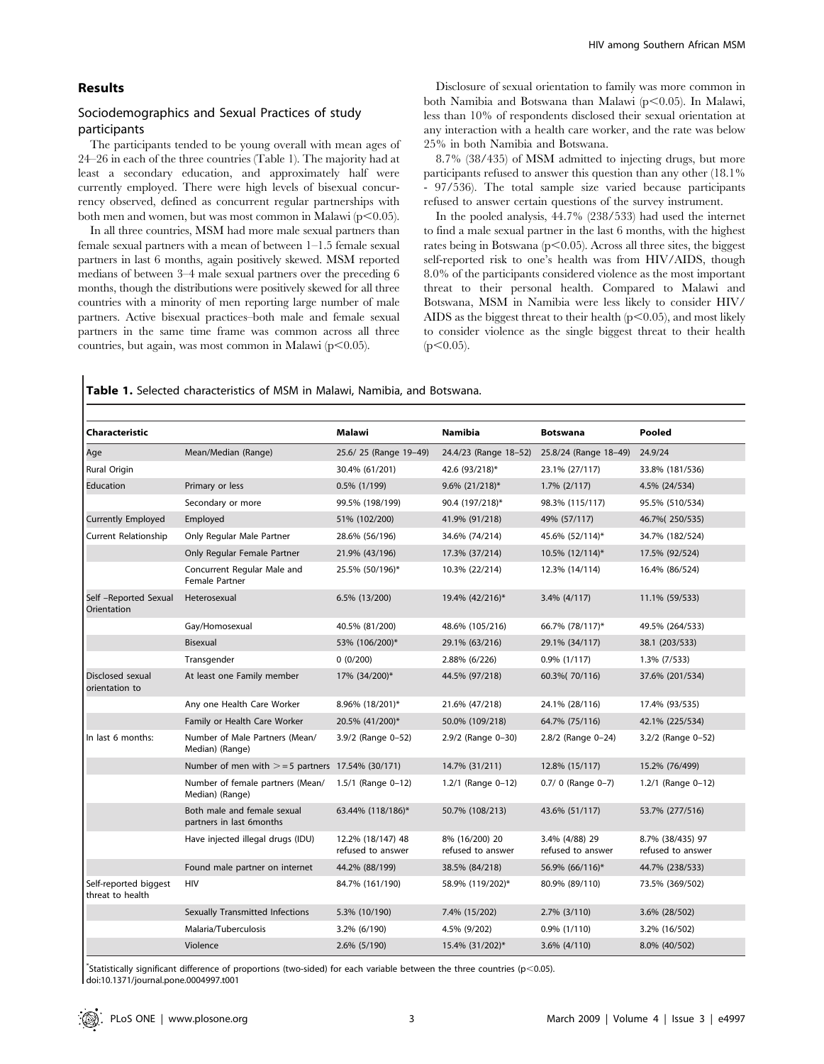## Results

### Sociodemographics and Sexual Practices of study participants

The participants tended to be young overall with mean ages of 24–26 in each of the three countries (Table 1). The majority had at least a secondary education, and approximately half were currently employed. There were high levels of bisexual concurrency observed, defined as concurrent regular partnerships with both men and women, but was most common in Malawi ($p<0.05$).

In all three countries, MSM had more male sexual partners than female sexual partners with a mean of between 1–1.5 female sexual partners in last 6 months, again positively skewed. MSM reported medians of between 3–4 male sexual partners over the preceding 6 months, though the distributions were positively skewed for all three countries with a minority of men reporting large number of male partners. Active bisexual practices–both male and female sexual partners in the same time frame was common across all three countries, but again, was most common in Malawi ($p<0.05$).

Disclosure of sexual orientation to family was more common in both Namibia and Botswana than Malawi ($p<0.05$). In Malawi, less than 10% of respondents disclosed their sexual orientation at any interaction with a health care worker, and the rate was below 25% in both Namibia and Botswana.

8.7% (38/435) of MSM admitted to injecting drugs, but more participants refused to answer this question than any other (18.1% - 97/536). The total sample size varied because participants refused to answer certain questions of the survey instrument.

In the pooled analysis, 44.7% (238/533) had used the internet to find a male sexual partner in the last 6 months, with the highest rates being in Botswana ($p<0.05$). Across all three sites, the biggest self-reported risk to one's health was from HIV/AIDS, though 8.0% of the participants considered violence as the most important threat to their personal health. Compared to Malawi and Botswana, MSM in Namibia were less likely to consider HIV/AIDS as the biggest threat to their health ($p<0.05$), and most likely to consider violence as the single biggest threat to their health ($p<0.05$).

**Table 1.** Selected characteristics of MSM in Malawi, Namibia, and Botswana.

| Characteristic | | Malawi | Namibia | Botswana | Pooled |
|---|---|---|---|---|---|
| Age | Mean/Median (Range) | 25.6/ 25 (Range 19–49) | 24.4/23 (Range 18–52) | 25.8/24 (Range 18–49) | 24.9/24 |
| Rural Origin | | 30.4% (61/201) | 42.6 (93/218)* | 23.1% (27/117) | 33.8% (181/536) |
| Education | Primary or less | 0.5% (1/199) | 9.6% (21/218)* | 1.7% (2/117) | 4.5% (24/534) |
| | Secondary or more | 99.5% (198/199) | 90.4 (197/218)* | 98.3% (115/117) | 95.5% (510/534) |
| Currently Employed | Employed | 51% (102/200) | 41.9% (91/218) | 49% (57/117) | 46.7%( 250/535) |
| Current Relationship | Only Regular Male Partner | 28.6% (56/196) | 34.6% (74/214) | 45.6% (52/114)* | 34.7% (182/524) |
| | Only Regular Female Partner | 21.9% (43/196) | 17.3% (37/214) | 10.5% (12/114)* | 17.5% (92/524) |
| | Concurrent Regular Male and Female Partner | 25.5% (50/196)* | 10.3% (22/214) | 12.3% (14/114) | 16.4% (86/524) |
| Self -Reported Sexual Orientation | Heterosexual | 6.5% (13/200) | 19.4% (42/216)* | 3.4% (4/117) | 11.1% (59/533) |
| | Gay/Homosexual | 40.5% (81/200) | 48.6% (105/216) | 66.7% (78/117)* | 49.5% (264/533) |
| | Bisexual | 53% (106/200)* | 29.1% (63/216) | 29.1% (34/117) | 38.1 (203/533) |
| | Transgender | 0 (0/200) | 2.88% (6/226) | 0.9% (1/117) | 1.3% (7/533) |
| Disclosed sexual orientation to | At least one Family member | 17% (34/200)* | 44.5% (97/218) | 60.3%( 70/116) | 37.6% (201/534) |
| | Any one Health Care Worker | 8.96% (18/201)* | 21.6% (47/218) | 24.1% (28/116) | 17.4% (93/535) |
| | Family or Health Care Worker | 20.5% (41/200)* | 50.0% (109/218) | 64.7% (75/116) | 42.1% (225/534) |
| In last 6 months: | Number of Male Partners (Mean/ Median) (Range) | 3.9/2 (Range 0–52) | 2.9/2 (Range 0–30) | 2.8/2 (Range 0–24) | 3.2/2 (Range 0–52) |
| | Number of men with >=5 partners | 17.54% (30/171) | 14.7% (31/211) | 12.8% (15/117) | 15.2% (76/499) |
| | Number of female partners (Mean/ Median) (Range) | 1.5/1 (Range 0–12) | 1.2/1 (Range 0–12) | 0.7/ 0 (Range 0–7) | 1.2/1 (Range 0–12) |
| | Both male and female sexual partners in last 6months | 63.44% (118/186)* | 50.7% (108/213) | 43.6% (51/117) | 53.7% (277/516) |
| | Have injected illegal drugs (IDU) | 12.2% (18/147) 48 refused to answer | 8% (16/200) 20 refused to answer | 3.4% (4/88) 29 refused to answer | 8.7% (38/435) 97 refused to answer |
| | Found male partner on internet | 44.2% (88/199) | 38.5% (84/218) | 56.9% (66/116)* | 44.7% (238/533) |
| Self-reported biggest threat to health | HIV | 84.7% (161/190) | 58.9% (119/202)* | 80.9% (89/110) | 73.5% (369/502) |
| | Sexually Transmitted Infections | 5.3% (10/190) | 7.4% (15/202) | 2.7% (3/110) | 3.6% (28/502) |
| | Malaria/Tuberculosis | 3.2% (6/190) | 4.5% (9/202) | 0.9% (1/110) | 3.2% (16/502) |
| | Violence | 2.6% (5/190) | 15.4% (31/202)* | 3.6% (4/110) | 8.0% (40/502) |

*Statistically significant difference of proportions (two-sided) for each variable between the three countries ($p<0.05$).

doi:10.1371/journal.pone.0004997.t001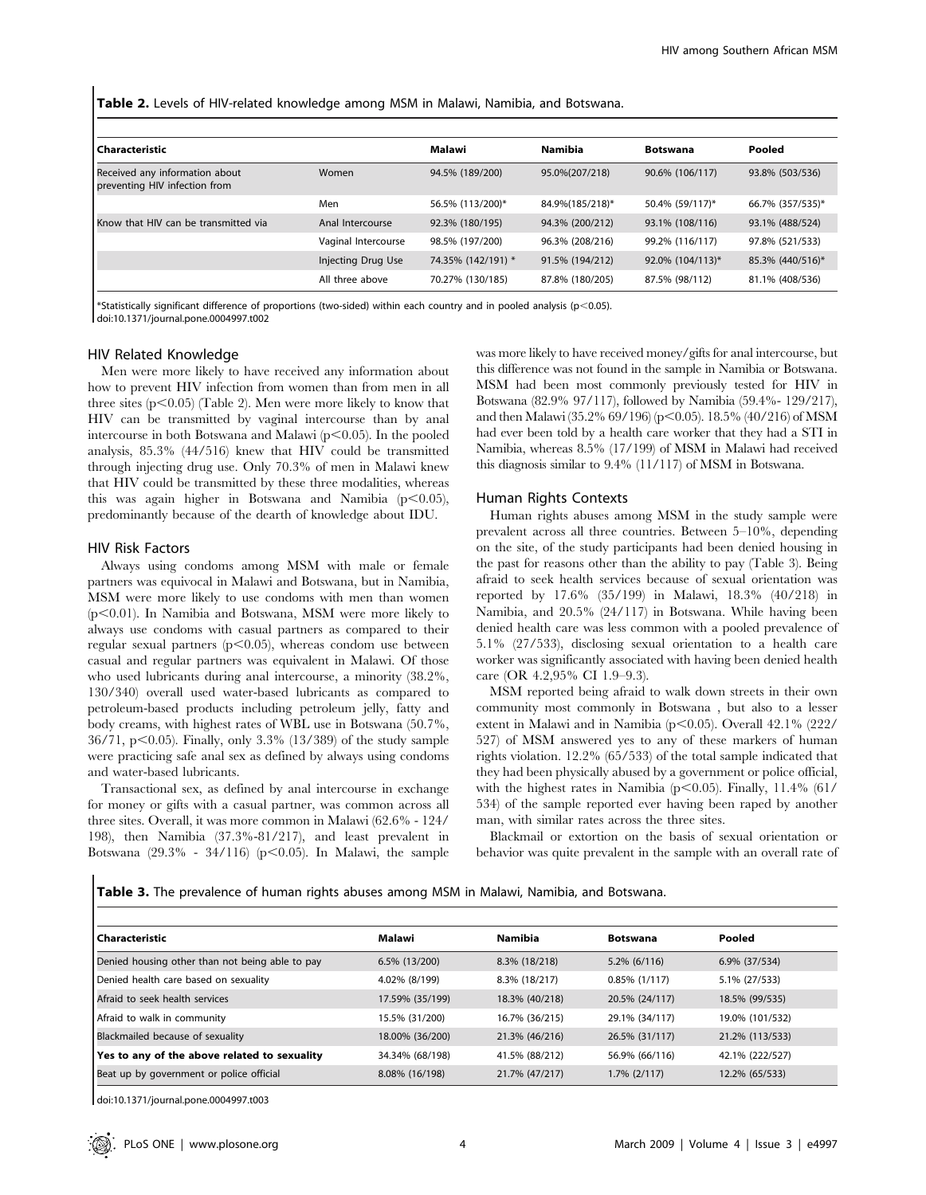**Table 2.** Levels of HIV-related knowledge among MSM in Malawi, Namibia, and Botswana.

| Characteristic | | Malawi | Namibia | Botswana | Pooled |
|---|---|---|---|---|---|
| Received any information about preventing HIV infection from | Women | 94.5% (189/200) | 95.0%(207/218) | 90.6% (106/117) | 93.8% (503/536) |
| | Men | 56.5% (113/200)* | 84.9%(185/218)* | 50.4% (59/117)* | 66.7% (357/535)* |
| Know that HIV can be transmitted via | Anal Intercourse | 92.3% (180/195) | 94.3% (200/212) | 93.1% (108/116) | 93.1% (488/524) |
| | Vaginal Intercourse | 98.5% (197/200) | 96.3% (208/216) | 99.2% (116/117) | 97.8% (521/533) |
| | Injecting Drug Use | 74.35% (142/191) * | 91.5% (194/212) | 92.0% (104/113)* | 85.3% (440/516)* |
| | All three above | 70.27% (130/185) | 87.8% (180/205) | 87.5% (98/112) | 81.1% (408/536) |

*Statistically significant difference of proportions (two-sided) within each country and in pooled analysis ($p<0.05$).

doi:10.1371/journal.pone.0004997.t002

### HIV Related Knowledge

Men were more likely to have received any information about how to prevent HIV infection from women than from men in all three sites ($p<0.05$) (Table 2). Men were more likely to know that HIV can be transmitted by vaginal intercourse than by anal intercourse in both Botswana and Malawi ($p<0.05$). In the pooled analysis, 85.3% (44/516) knew that HIV could be transmitted through injecting drug use. Only 70.3% of men in Malawi knew that HIV could be transmitted by these three modalities, whereas this was again higher in Botswana and Namibia ($p<0.05$), predominantly because of the dearth of knowledge about IDU.

### HIV Risk Factors

Always using condoms among MSM with male or female partners was equivocal in Malawi and Botswana, but in Namibia, MSM were more likely to use condoms with men than women ($p<0.01$). In Namibia and Botswana, MSM were more likely to always use condoms with casual partners as compared to their regular sexual partners ($p<0.05$), whereas condom use between casual and regular partners was equivalent in Malawi. Of those who used lubricants during anal intercourse, a minority (38.2%, 130/340) overall used water-based lubricants as compared to petroleum-based products including petroleum jelly, fatty and body creams, with highest rates of WBL use in Botswana (50.7%, 36/71, $p<0.05$). Finally, only 3.3% (13/389) of the study sample were practicing safe anal sex as defined by always using condoms and water-based lubricants.

Transactional sex, as defined by anal intercourse in exchange for money or gifts with a casual partner, was common across all three sites. Overall, it was more common in Malawi (62.6% - 124/198), then Namibia (37.3%-81/217), and least prevalent in Botswana (29.3% - 34/116) ($p<0.05$). In Malawi, the sample was more likely to have received money/gifts for anal intercourse, but this difference was not found in the sample in Namibia or Botswana. MSM had been most commonly previously tested for HIV in Botswana (82.9% 97/117), followed by Namibia (59.4%- 129/217), and then Malawi (35.2% 69/196) ($p<0.05$). 18.5% (40/216) of MSM had ever been told by a health care worker that they had a STI in Namibia, whereas 8.5% (17/199) of MSM in Malawi had received this diagnosis similar to 9.4% (11/117) of MSM in Botswana.

### Human Rights Contexts

Human rights abuses among MSM in the study sample were prevalent across all three countries. Between 5–10%, depending on the site, of the study participants had been denied housing in the past for reasons other than the ability to pay (Table 3). Being afraid to seek health services because of sexual orientation was reported by 17.6% (35/199) in Malawi, 18.3% (40/218) in Namibia, and 20.5% (24/117) in Botswana. While having been denied health care was less common with a pooled prevalence of 5.1% (27/533), disclosing sexual orientation to a health care worker was significantly associated with having been denied health care (OR 4.2,95% CI 1.9–9.3).

MSM reported being afraid to walk down streets in their own community most commonly in Botswana , but also to a lesser extent in Malawi and in Namibia ($p<0.05$). Overall 42.1% (222/527) of MSM answered yes to any of these markers of human rights violation. 12.2% (65/533) of the total sample indicated that they had been physically abused by a government or police official, with the highest rates in Namibia ($p<0.05$). Finally, 11.4% (61/534) of the sample reported ever having been raped by another man, with similar rates across the three sites.

Blackmail or extortion on the basis of sexual orientation or behavior was quite prevalent in the sample with an overall rate of

**Table 3.** The prevalence of human rights abuses among MSM in Malawi, Namibia, and Botswana.

| Characteristic | Malawi | Namibia | Botswana | Pooled |
|---|---|---|---|---|
| Denied housing other than not being able to pay | 6.5% (13/200) | 8.3% (18/218) | 5.2% (6/116) | 6.9% (37/534) |
| Denied health care based on sexuality | 4.02% (8/199) | 8.3% (18/217) | 0.85% (1/117) | 5.1% (27/533) |
| Afraid to seek health services | 17.59% (35/199) | 18.3% (40/218) | 20.5% (24/117) | 18.5% (99/535) |
| Afraid to walk in community | 15.5% (31/200) | 16.7% (36/215) | 29.1% (34/117) | 19.0% (101/532) |
| Blackmailed because of sexuality | 18.00% (36/200) | 21.3% (46/216) | 26.5% (31/117) | 21.2% (113/533) |
| **Yes to any of the above related to sexuality** | 34.34% (68/198) | 41.5% (88/212) | 56.9% (66/116) | 42.1% (222/527) |
| Beat up by government or police official | 8.08% (16/198) | 21.7% (47/217) | 1.7% (2/117) | 12.2% (65/533) |

doi:10.1371/journal.pone.0004997.t003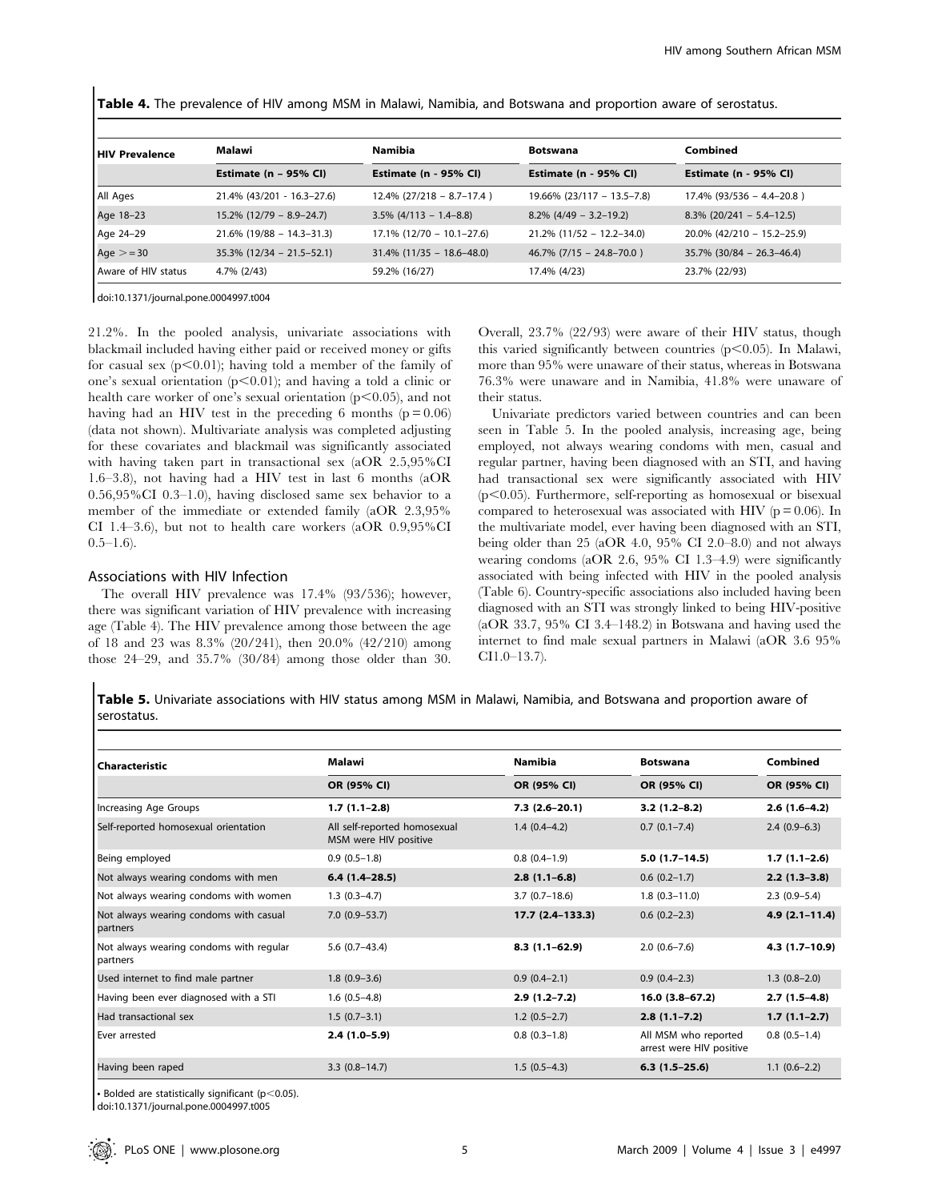**Table 4.** The prevalence of HIV among MSM in Malawi, Namibia, and Botswana and proportion aware of serostatus.

| HIV Prevalence | Malawi | Namibia | Botswana | Combined |
|---|---|---|---|---|
| | Estimate (n – 95% CI) | Estimate (n - 95% CI) | Estimate (n - 95% CI) | Estimate (n - 95% CI) |
| All Ages | 21.4% (43/201 - 16.3–27.6) | 12.4% (27/218 – 8.7–17.4 ) | 19.66% (23/117 – 13.5–7.8) | 17.4% (93/536 – 4.4–20.8 ) |
| Age 18–23 | 15.2% (12/79 – 8.9–24.7) | 3.5% (4/113 – 1.4–8.8) | 8.2% (4/49 – 3.2–19.2) | 8.3% (20/241 – 5.4–12.5) |
| Age 24–29 | 21.6% (19/88 – 14.3–31.3) | 17.1% (12/70 – 10.1–27.6) | 21.2% (11/52 – 12.2–34.0) | 20.0% (42/210 – 15.2–25.9) |
| Age >= 30 | 35.3% (12/34 – 21.5–52.1) | 31.4% (11/35 – 18.6–48.0) | 46.7% (7/15 – 24.8–70.0 ) | 35.7% (30/84 – 26.3–46.4) |
| Aware of HIV status | 4.7% (2/43) | 59.2% (16/27) | 17.4% (4/23) | 23.7% (22/93) |

doi:10.1371/journal.pone.0004997.t004

21.2%. In the pooled analysis, univariate associations with blackmail included having either paid or received money or gifts for casual sex ($p<0.01$); having told a member of the family of one's sexual orientation ($p<0.01$); and having a told a clinic or health care worker of one's sexual orientation ($p<0.05$), and not having had an HIV test in the preceding 6 months ($p=0.06$) (data not shown). Multivariate analysis was completed adjusting for these covariates and blackmail was significantly associated with having taken part in transactional sex (aOR 2.5,95%CI 1.6–3.8), not having had a HIV test in last 6 months (aOR 0.56,95%CI 0.3–1.0), having disclosed same sex behavior to a member of the immediate or extended family (aOR 2.3,95% CI 1.4–3.6), but not to health care workers (aOR 0.9,95%CI 0.5–1.6).

## Associations with HIV Infection

The overall HIV prevalence was 17.4% (93/536); however, there was significant variation of HIV prevalence with increasing age (Table 4). The HIV prevalence among those between the age of 18 and 23 was 8.3% (20/241), then 20.0% (42/210) among those 24–29, and 35.7% (30/84) among those older than 30. Overall, 23.7% (22/93) were aware of their HIV status, though this varied significantly between countries ($p<0.05$). In Malawi, more than 95% were unaware of their status, whereas in Botswana 76.3% were unaware and in Namibia, 41.8% were unaware of their status.

Univariate predictors varied between countries and can been seen in Table 5. In the pooled analysis, increasing age, being employed, not always wearing condoms with men, casual and regular partner, having been diagnosed with an STI, and having had transactional sex were significantly associated with HIV ($p<0.05$). Furthermore, self-reporting as homosexual or bisexual compared to heterosexual was associated with HIV ($p=0.06$). In the multivariate model, ever having been diagnosed with an STI, being older than 25 (aOR 4.0, 95% CI 2.0–8.0) and not always wearing condoms (aOR 2.6, 95% CI 1.3–4.9) were significantly associated with being infected with HIV in the pooled analysis (Table 6). Country-specific associations also included having been diagnosed with an STI was strongly linked to being HIV-positive (aOR 33.7, 95% CI 3.4–148.2) in Botswana and having used the internet to find male sexual partners in Malawi (aOR 3.6 95% CI1.0–13.7).

**Table 5.** Univariate associations with HIV status among MSM in Malawi, Namibia, and Botswana and proportion aware of serostatus.

| Characteristic | Malawi | Namibia | Botswana | Combined |
|---|---|---|---|---|
| | OR (95% CI) | OR (95% CI) | OR (95% CI) | OR (95% CI) |
| Increasing Age Groups | **1.7 (1.1–2.8)** | **7.3 (2.6–20.1)** | **3.2 (1.2–8.2)** | **2.6 (1.6–4.2)** |
| Self-reported homosexual orientation | All self-reported homosexual MSM were HIV positive | 1.4 (0.4–4.2) | 0.7 (0.1–7.4) | 2.4 (0.9–6.3) |
| Being employed | 0.9 (0.5–1.8) | 0.8 (0.4–1.9) | **5.0 (1.7–14.5)** | **1.7 (1.1–2.6)** |
| Not always wearing condoms with men | **6.4 (1.4–28.5)** | **2.8 (1.1–6.8)** | 0.6 (0.2–1.7) | **2.2 (1.3–3.8)** |
| Not always wearing condoms with women | 1.3 (0.3–4.7) | 3.7 (0.7–18.6) | 1.8 (0.3–11.0) | 2.3 (0.9–5.4) |
| Not always wearing condoms with casual partners | 7.0 (0.9–53.7) | **17.7 (2.4–133.3)** | 0.6 (0.2–2.3) | **4.9 (2.1–11.4)** |
| Not always wearing condoms with regular partners | 5.6 (0.7–43.4) | **8.3 (1.1–62.9)** | 2.0 (0.6–7.6) | **4.3 (1.7–10.9)** |
| Used internet to find male partner | 1.8 (0.9–3.6) | 0.9 (0.4–2.1) | 0.9 (0.4–2.3) | 1.3 (0.8–2.0) |
| Having been ever diagnosed with a STI | 1.6 (0.5–4.8) | **2.9 (1.2–7.2)** | **16.0 (3.8–67.2)** | **2.7 (1.5–4.8)** |
| Had transactional sex | 1.5 (0.7–3.1) | 1.2 (0.5–2.7) | **2.8 (1.1–7.2)** | **1.7 (1.1–2.7)** |
| Ever arrested | **2.4 (1.0–5.9)** | 0.8 (0.3–1.8) | All MSM who reported arrest were HIV positive | 0.8 (0.5–1.4) |
| Having been raped | 3.3 (0.8–14.7) | 1.5 (0.5–4.3) | **6.3 (1.5–25.6)** | 1.1 (0.6–2.2) |

• Bolded are statistically significant ($p<0.05$).

doi:10.1371/journal.pone.0004997.t005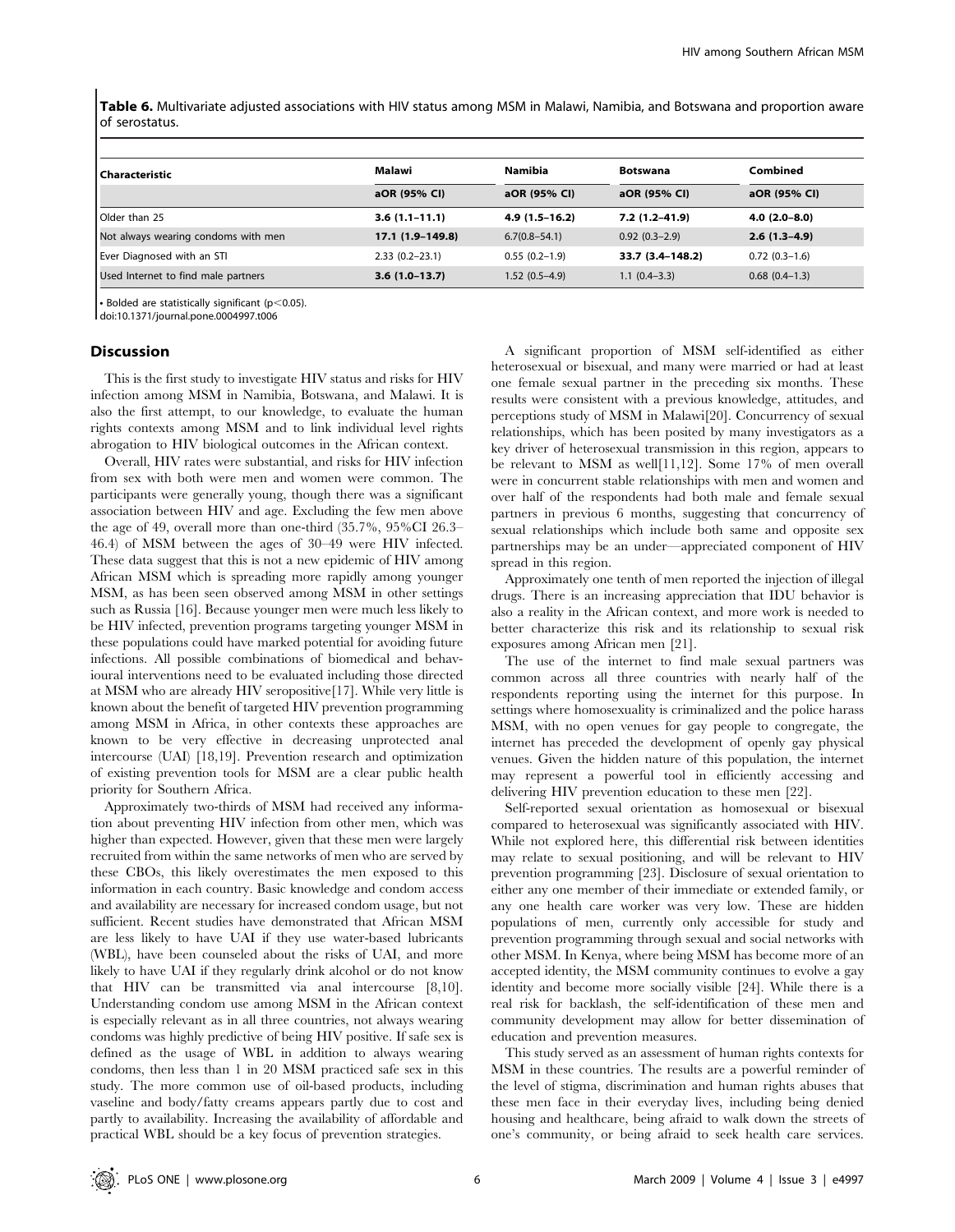**Table 6.** Multivariate adjusted associations with HIV status among MSM in Malawi, Namibia, and Botswana and proportion aware of serostatus.

| Characteristic | Malawi | Namibia | Botswana | Combined |
|---|---|---|---|---|
| | aOR (95% CI) | aOR (95% CI) | aOR (95% CI) | aOR (95% CI) |
| Older than 25 | **3.6 (1.1–11.1)** | **4.9 (1.5–16.2)** | **7.2 (1.2–41.9)** | **4.0 (2.0–8.0)** |
| Not always wearing condoms with men | **17.1 (1.9–149.8)** | 6.7(0.8–54.1) | 0.92 (0.3–2.9) | **2.6 (1.3–4.9)** |
| Ever Diagnosed with an STI | 2.33 (0.2–23.1) | 0.55 (0.2–1.9) | **33.7 (3.4–148.2)** | 0.72 (0.3–1.6) |
| Used Internet to find male partners | **3.6 (1.0–13.7)** | 1.52 (0.5–4.9) | 1.1 (0.4–3.3) | 0.68 (0.4–1.3) |

• Bolded are statistically significant ($p<0.05$).
doi:10.1371/journal.pone.0004997.t006

## Discussion

This is the first study to investigate HIV status and risks for HIV infection among MSM in Namibia, Botswana, and Malawi. It is also the first attempt, to our knowledge, to evaluate the human rights contexts among MSM and to link individual level rights abrogation to HIV biological outcomes in the African context.

Overall, HIV rates were substantial, and risks for HIV infection from sex with both were men and women were common. The participants were generally young, though there was a significant association between HIV and age. Excluding the few men above the age of 49, overall more than one-third (35.7%, 95%CI 26.3–46.4) of MSM between the ages of 30–49 were HIV infected. These data suggest that this is not a new epidemic of HIV among African MSM which is spreading more rapidly among younger MSM, as has been seen observed among MSM in other settings such as Russia [16]. Because younger men were much less likely to be HIV infected, prevention programs targeting younger MSM in these populations could have marked potential for avoiding future infections. All possible combinations of biomedical and behavioural interventions need to be evaluated including those directed at MSM who are already HIV seropositive[17]. While very little is known about the benefit of targeted HIV prevention programming among MSM in Africa, in other contexts these approaches are known to be very effective in decreasing unprotected anal intercourse (UAI) [18,19]. Prevention research and optimization of existing prevention tools for MSM are a clear public health priority for Southern Africa.

Approximately two-thirds of MSM had received any information about preventing HIV infection from other men, which was higher than expected. However, given that these men were largely recruited from within the same networks of men who are served by these CBOs, this likely overestimates the men exposed to this information in each country. Basic knowledge and condom access and availability are necessary for increased condom usage, but not sufficient. Recent studies have demonstrated that African MSM are less likely to have UAI if they use water-based lubricants (WBL), have been counseled about the risks of UAI, and more likely to have UAI if they regularly drink alcohol or do not know that HIV can be transmitted via anal intercourse [8,10]. Understanding condom use among MSM in the African context is especially relevant as in all three countries, not always wearing condoms was highly predictive of being HIV positive. If safe sex is defined as the usage of WBL in addition to always wearing condoms, then less than 1 in 20 MSM practiced safe sex in this study. The more common use of oil-based products, including vaseline and body/fatty creams appears partly due to cost and partly to availability. Increasing the availability of affordable and practical WBL should be a key focus of prevention strategies.

A significant proportion of MSM self-identified as either heterosexual or bisexual, and many were married or had at least one female sexual partner in the preceding six months. These results were consistent with a previous knowledge, attitudes, and perceptions study of MSM in Malawi[20]. Concurrency of sexual relationships, which has been posited by many investigators as a key driver of heterosexual transmission in this region, appears to be relevant to MSM as well[11,12]. Some 17% of men overall were in concurrent stable relationships with men and women and over half of the respondents had both male and female sexual partners in previous 6 months, suggesting that concurrency of sexual relationships which include both same and opposite sex partnerships may be an under—appreciated component of HIV spread in this region.

Approximately one tenth of men reported the injection of illegal drugs. There is an increasing appreciation that IDU behavior is also a reality in the African context, and more work is needed to better characterize this risk and its relationship to sexual risk exposures among African men [21].

The use of the internet to find male sexual partners was common across all three countries with nearly half of the respondents reporting using the internet for this purpose. In settings where homosexuality is criminalized and the police harass MSM, with no open venues for gay people to congregate, the internet has preceded the development of openly gay physical venues. Given the hidden nature of this population, the internet may represent a powerful tool in efficiently accessing and delivering HIV prevention education to these men [22].

Self-reported sexual orientation as homosexual or bisexual compared to heterosexual was significantly associated with HIV. While not explored here, this differential risk between identities may relate to sexual positioning, and will be relevant to HIV prevention programming [23]. Disclosure of sexual orientation to either any one member of their immediate or extended family, or any one health care worker was very low. These are hidden populations of men, currently only accessible for study and prevention programming through sexual and social networks with other MSM. In Kenya, where being MSM has become more of an accepted identity, the MSM community continues to evolve a gay identity and become more socially visible [24]. While there is a real risk for backlash, the self-identification of these men and community development may allow for better dissemination of education and prevention measures.

This study served as an assessment of human rights contexts for MSM in these countries. The results are a powerful reminder of the level of stigma, discrimination and human rights abuses that these men face in their everyday lives, including being denied housing and healthcare, being afraid to walk down the streets of one's community, or being afraid to seek health care services.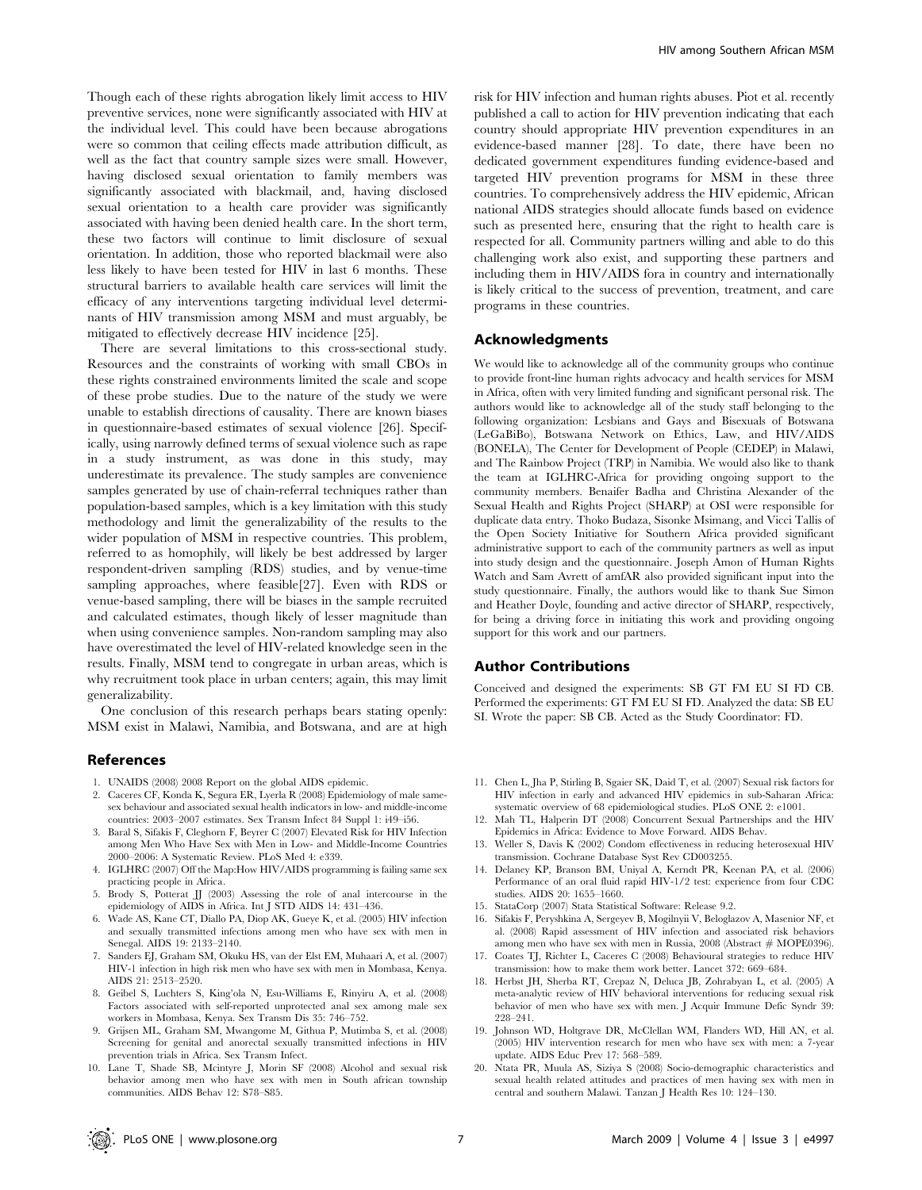Though each of these rights abrogation likely limit access to HIV preventive services, none were significantly associated with HIV at the individual level. This could have been because abrogations were so common that ceiling effects made attribution difficult, as well as the fact that country sample sizes were small. However, having disclosed sexual orientation to family members was significantly associated with blackmail, and, having disclosed sexual orientation to a health care provider was significantly associated with having been denied health care. In the short term, these two factors will continue to limit disclosure of sexual orientation. In addition, those who reported blackmail were also less likely to have been tested for HIV in last 6 months. These structural barriers to available health care services will limit the efficacy of any interventions targeting individual level determinants of HIV transmission among MSM and must arguably, be mitigated to effectively decrease HIV incidence [25].

There are several limitations to this cross-sectional study. Resources and the constraints of working with small CBOs in these rights constrained environments limited the scale and scope of these probe studies. Due to the nature of the study we were unable to establish directions of causality. There are known biases in questionnaire-based estimates of sexual violence [26]. Specifically, using narrowly defined terms of sexual violence such as rape in a study instrument, as was done in this study, may underestimate its prevalence. The study samples are convenience samples generated by use of chain-referral techniques rather than population-based samples, which is a key limitation with this study methodology and limit the generalizability of the results to the wider population of MSM in respective countries. This problem, referred to as homophily, will likely be best addressed by larger respondent-driven sampling (RDS) studies, and by venue-time sampling approaches, where feasible[27]. Even with RDS or venue-based sampling, there will be biases in the sample recruited and calculated estimates, though likely of lesser magnitude than when using convenience samples. Non-random sampling may also have overestimated the level of HIV-related knowledge seen in the results. Finally, MSM tend to congregate in urban areas, which is why recruitment took place in urban centers; again, this may limit generalizability.

One conclusion of this research perhaps bears stating openly: MSM exist in Malawi, Namibia, and Botswana, and are at high risk for HIV infection and human rights abuses. Piot et al. recently published a call to action for HIV prevention indicating that each country should appropriate HIV prevention expenditures in an evidence-based manner [28]. To date, there have been no dedicated government expenditures funding evidence-based and targeted HIV prevention programs for MSM in these three countries. To comprehensively address the HIV epidemic, African national AIDS strategies should allocate funds based on evidence such as presented here, ensuring that the right to health care is respected for all. Community partners willing and able to do this challenging work also exist, and supporting these partners and including them in HIV/AIDS fora in country and internationally is likely critical to the success of prevention, treatment, and care programs in these countries.

## Acknowledgments

We would like to acknowledge all of the community groups who continue to provide front-line human rights advocacy and health services for MSM in Africa, often with very limited funding and significant personal risk. The authors would like to acknowledge all of the study staff belonging to the following organization: Lesbians and Gays and Bisexuals of Botswana (LeGaBiBo), Botswana Network on Ethics, Law, and HIV/AIDS (BONELA), The Center for Development of People (CEDEP) in Malawi, and The Rainbow Project (TRP) in Namibia. We would also like to thank the team at IGLHRC-Africa for providing ongoing support to the community members. Benaifer Badha and Christina Alexander of the Sexual Health and Rights Project (SHARP) at OSI were responsible for duplicate data entry. Thoko Budaza, Sisonke Msimang, and Vicci Tallis of the Open Society Initiative for Southern Africa provided significant administrative support to each of the community partners as well as input into study design and the questionnaire. Joseph Amon of Human Rights Watch and Sam Avrett of amfAR also provided significant input into the study questionnaire. Finally, the authors would like to thank Sue Simon and Heather Doyle, founding and active director of SHARP, respectively, for being a driving force in initiating this work and providing ongoing support for this work and our partners.

## Author Contributions

Conceived and designed the experiments: SB GT FM EU SI FD CB. Performed the experiments: GT FM EU SI FD. Analyzed the data: SB EU SI. Wrote the paper: SB CB. Acted as the Study Coordinator: FD.

## References

1. UNAIDS (2008) 2008 Report on the global AIDS epidemic.
2. Caceres CF, Konda K, Segura ER, Lyerla R (2008) Epidemiology of male same-sex behaviour and associated sexual health indicators in low- and middle-income countries: 2003–2007 estimates. Sex Transm Infect 84 Suppl 1: i49–i56.
3. Baral S, Sifakis F, Cleghorn F, Beyrer C (2007) Elevated Risk for HIV Infection among Men Who Have Sex with Men in Low- and Middle-Income Countries 2000–2006: A Systematic Review. PLoS Med 4: e339.
4. IGLHRC (2007) Off the Map:How HIV/AIDS programming is failing same sex practicing people in Africa.
5. Brody S, Potterat JJ (2003) Assessing the role of anal intercourse in the epidemiology of AIDS in Africa. Int J STD AIDS 14: 431–436.
6. Wade AS, Kane CT, Diallo PA, Diop AK, Gueye K, et al. (2005) HIV infection and sexually transmitted infections among men who have sex with men in Senegal. AIDS 19: 2133–2140.
7. Sanders EJ, Graham SM, Okuku HS, van der Elst EM, Muhaari A, et al. (2007) HIV-1 infection in high risk men who have sex with men in Mombasa, Kenya. AIDS 21: 2513–2520.
8. Geibel S, Luchters S, King'ola N, Esu-Williams E, Rinyiru A, et al. (2008) Factors associated with self-reported unprotected anal sex among male sex workers in Mombasa, Kenya. Sex Transm Dis 35: 746–752.
9. Grijsen ML, Graham SM, Mwangome M, Githua P, Mutimba S, et al. (2008) Screening for genital and anorectal sexually transmitted infections in HIV prevention trials in Africa. Sex Transm Infect.
10. Lane T, Shade SB, Mcintyre J, Morin SF (2008) Alcohol and sexual risk behavior among men who have sex with men in South african township communities. AIDS Behav 12: S78–S85.
11. Chen L, Jha P, Stirling B, Sgaier SK, Daid T, et al. (2007) Sexual risk factors for HIV infection in early and advanced HIV epidemics in sub-Saharan Africa: systematic overview of 68 epidemiological studies. PLoS ONE 2: e1001.
12. Mah TL, Halperin DT (2008) Concurrent Sexual Partnerships and the HIV Epidemics in Africa: Evidence to Move Forward. AIDS Behav.
13. Weller S, Davis K (2002) Condom effectiveness in reducing heterosexual HIV transmission. Cochrane Database Syst Rev CD003255.
14. Delaney KP, Branson BM, Uniyal A, Kerndt PR, Keenan PA, et al. (2006) Performance of an oral fluid rapid HIV-1/2 test: experience from four CDC studies. AIDS 20: 1655–1660.
15. StataCorp (2007) Stata Statistical Software: Release 9.2.
16. Sifakis F, Peryshkina A, Sergeyev B, Mogilnyii V, Beloglazov A, Masenior NF, et al. (2008) Rapid assessment of HIV infection and associated risk behaviors among men who have sex with men in Russia, 2008 (Abstract # MOPE0396).
17. Coates TJ, Richter L, Caceres C (2008) Behavioural strategies to reduce HIV transmission: how to make them work better. Lancet 372: 669–684.
18. Herbst JH, Sherba RT, Crepaz N, Deluca JB, Zohrabyan L, et al. (2005) A meta-analytic review of HIV behavioral interventions for reducing sexual risk behavior of men who have sex with men. J Acquir Immune Defic Syndr 39: 228–241.
19. Johnson WD, Holtgrave DR, McClellan WM, Flanders WD, Hill AN, et al. (2005) HIV intervention research for men who have sex with men: a 7-year update. AIDS Educ Prev 17: 568–589.
20. Ntata PR, Muula AS, Siziya S (2008) Socio-demographic characteristics and sexual health related attitudes and practices of men having sex with men in central and southern Malawi. Tanzan J Health Res 10: 124–130.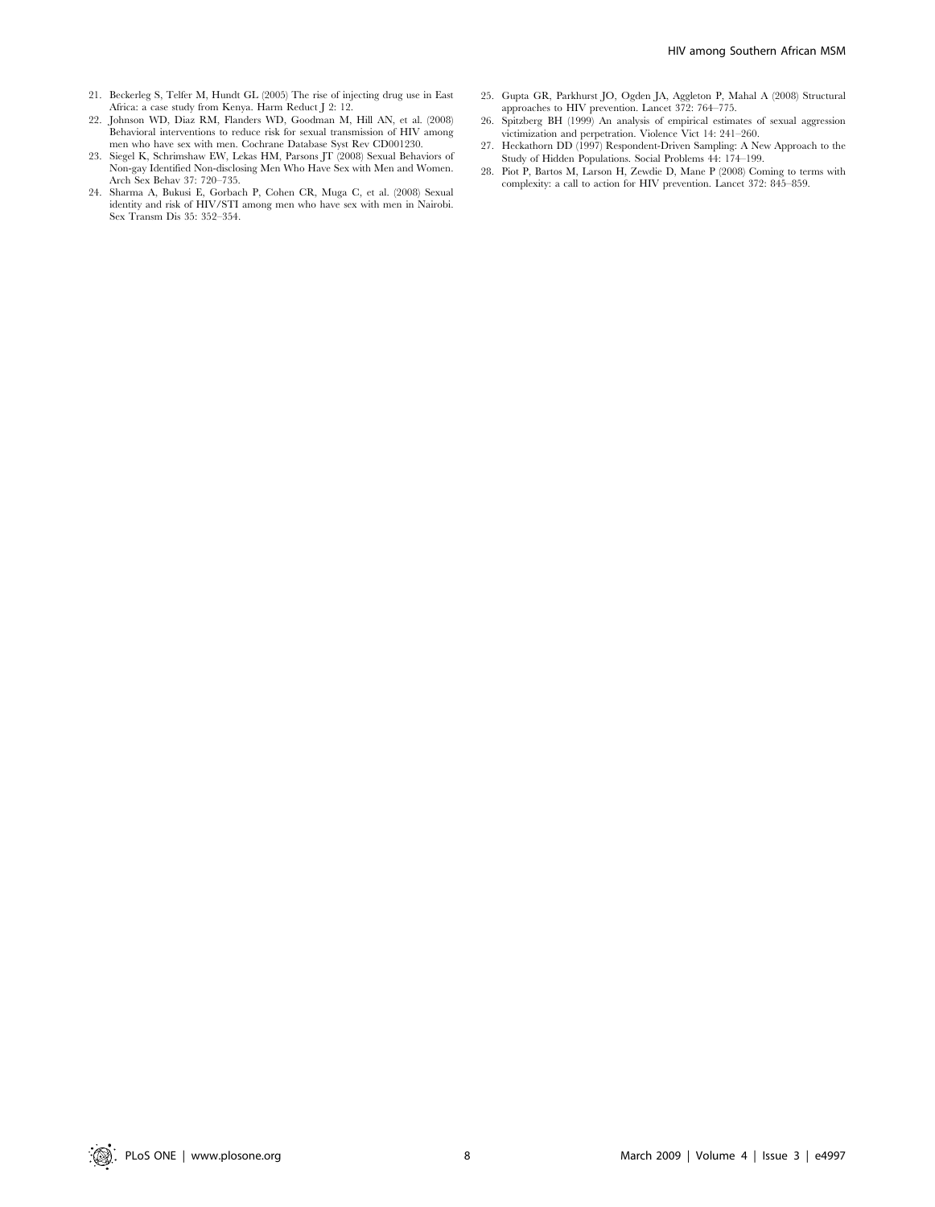21. Beckerleg S, Telfer M, Hundt GL (2005) The rise of injecting drug use in East Africa: a case study from Kenya. Harm Reduct J 2: 12.
22. Johnson WD, Diaz RM, Flanders WD, Goodman M, Hill AN, et al. (2008) Behavioral interventions to reduce risk for sexual transmission of HIV among men who have sex with men. Cochrane Database Syst Rev CD001230.
23. Siegel K, Schrimshaw EW, Lekas HM, Parsons JT (2008) Sexual Behaviors of Non-gay Identified Non-disclosing Men Who Have Sex with Men and Women. Arch Sex Behav 37: 720–735.
24. Sharma A, Bukusi E, Gorbach P, Cohen CR, Muga C, et al. (2008) Sexual identity and risk of HIV/STI among men who have sex with men in Nairobi. Sex Transm Dis 35: 352–354.
25. Gupta GR, Parkhurst JO, Ogden JA, Aggleton P, Mahal A (2008) Structural approaches to HIV prevention. Lancet 372: 764–775.
26. Spitzberg BH (1999) An analysis of empirical estimates of sexual aggression victimization and perpetration. Violence Vict 14: 241–260.
27. Heckathorn DD (1997) Respondent-Driven Sampling: A New Approach to the Study of Hidden Populations. Social Problems 44: 174–199.
28. Piot P, Bartos M, Larson H, Zewdie D, Mane P (2008) Coming to terms with complexity: a call to action for HIV prevention. Lancet 372: 845–859.